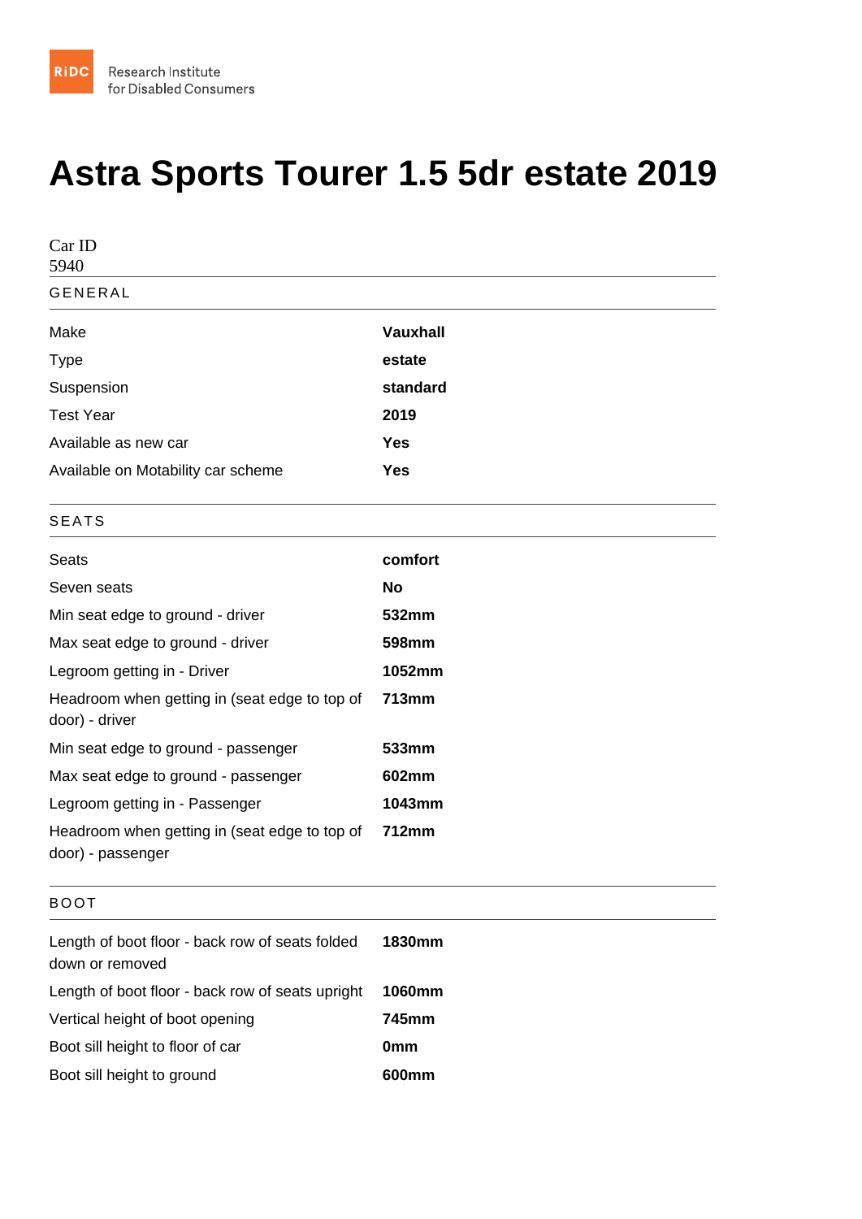RiDC Research Institute for Disabled Consumers

# Astra Sports Tourer 1.5 5dr estate 2019

Car ID
5940

## GENERAL

| | |
|---|---|
| Make | **Vauxhall** |
| Type | **estate** |
| Suspension | **standard** |
| Test Year | **2019** |
| Available as new car | **Yes** |
| Available on Motability car scheme | **Yes** |

## SEATS

| | |
|---|---|
| Seats | **comfort** |
| Seven seats | **No** |
| Min seat edge to ground - driver | **532mm** |
| Max seat edge to ground - driver | **598mm** |
| Legroom getting in - Driver | **1052mm** |
| Headroom when getting in (seat edge to top of door) - driver | **713mm** |
| Min seat edge to ground - passenger | **533mm** |
| Max seat edge to ground - passenger | **602mm** |
| Legroom getting in - Passenger | **1043mm** |
| Headroom when getting in (seat edge to top of door) - passenger | **712mm** |

## BOOT

| | |
|---|---|
| Length of boot floor - back row of seats folded down or removed | **1830mm** |
| Length of boot floor - back row of seats upright | **1060mm** |
| Vertical height of boot opening | **745mm** |
| Boot sill height to floor of car | **0mm** |
| Boot sill height to ground | **600mm** |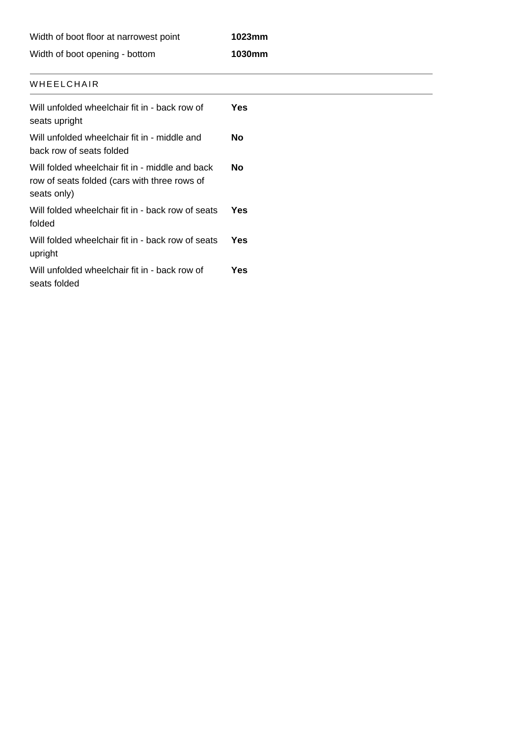| | |
|---|---|
| Width of boot floor at narrowest point | **1023mm** |
| Width of boot opening - bottom | **1030mm** |

## WHEELCHAIR

| | |
|---|---|
| Will unfolded wheelchair fit in - back row of seats upright | **Yes** |
| Will unfolded wheelchair fit in - middle and back row of seats folded | **No** |
| Will folded wheelchair fit in - middle and back row of seats folded (cars with three rows of seats only) | **No** |
| Will folded wheelchair fit in - back row of seats folded | **Yes** |
| Will folded wheelchair fit in - back row of seats upright | **Yes** |
| Will unfolded wheelchair fit in - back row of seats folded | **Yes** |